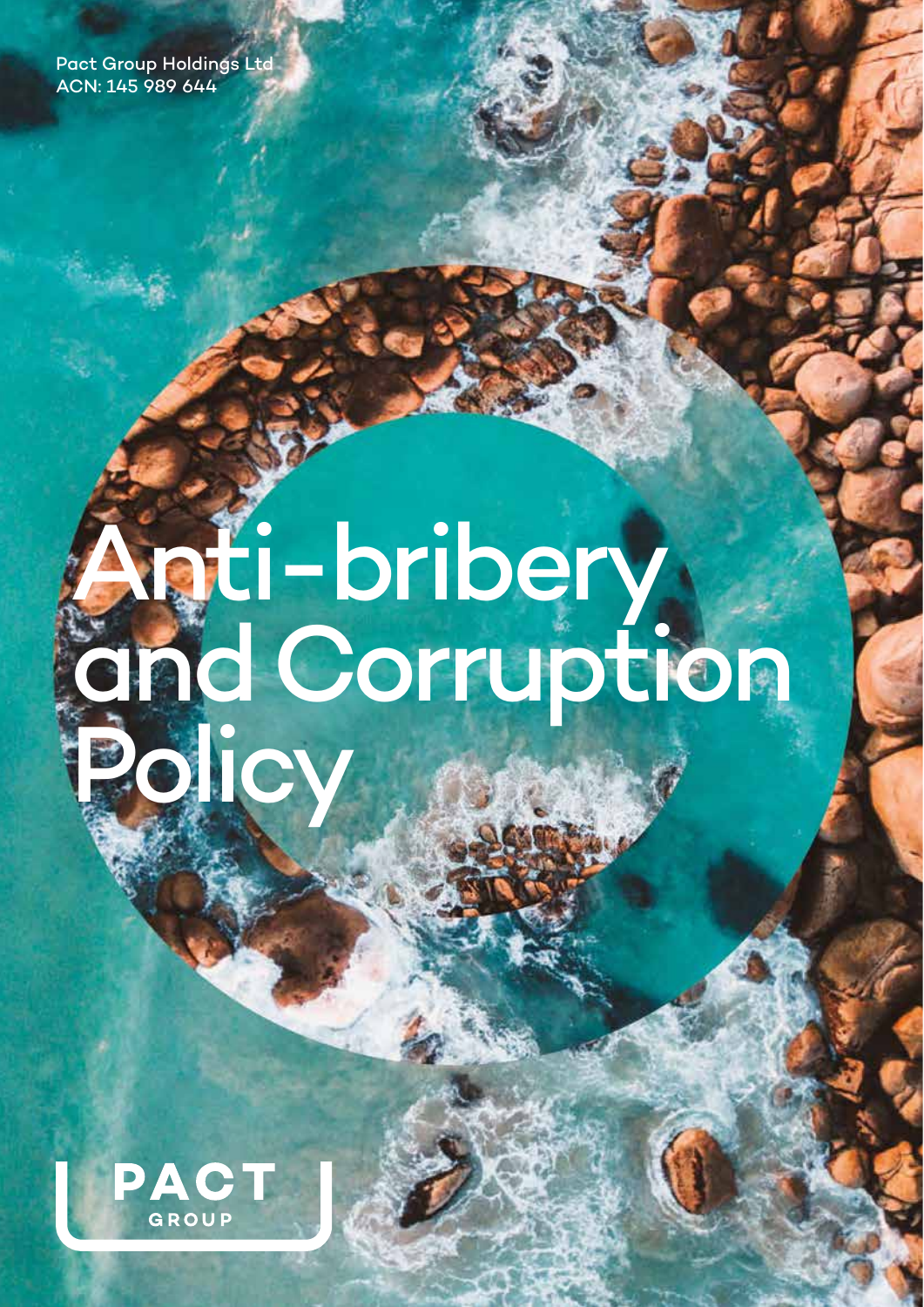Pact Group Holdings Ltd
ACN: 145 989 644

# Anti-bribery and Corruption Policy

PACT
GROUP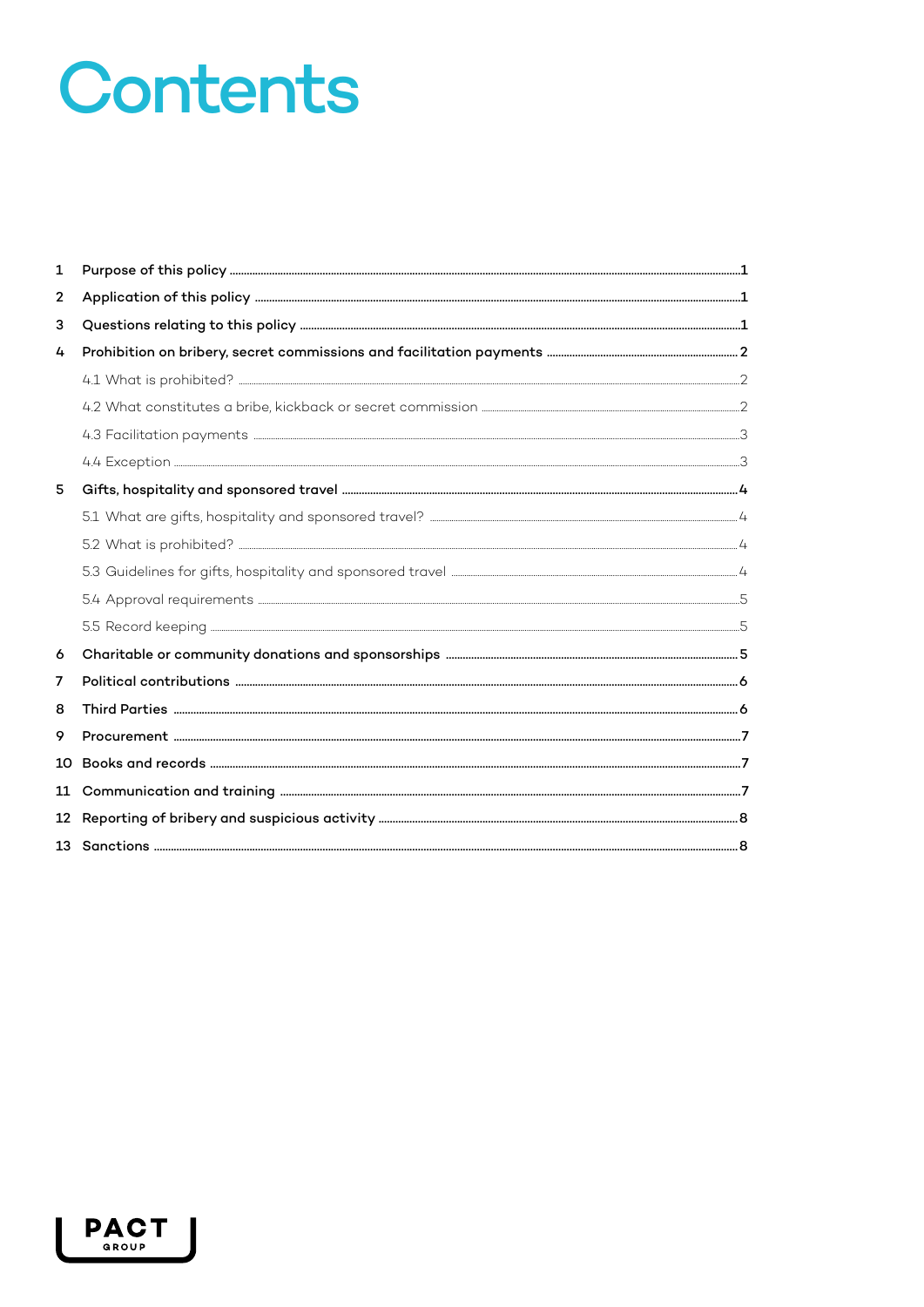# Contents

1 Purpose of this policy ..... 1

2 Application of this policy ..... 1

3 Questions relating to this policy ..... 1

4 Prohibition on bribery, secret commissions and facilitation payments ..... 2

- 4.1 What is prohibited? ..... 2
- 4.2 What constitutes a bribe, kickback or secret commission ..... 2
- 4.3 Facilitation payments ..... 3
- 4.4 Exception ..... 3

5 Gifts, hospitality and sponsored travel ..... 4

- 5.1 What are gifts, hospitality and sponsored travel? ..... 4
- 5.2 What is prohibited? ..... 4
- 5.3 Guidelines for gifts, hospitality and sponsored travel ..... 4
- 5.4 Approval requirements ..... 5
- 5.5 Record keeping ..... 5

6 Charitable or community donations and sponsorships ..... 5

7 Political contributions ..... 6

8 Third Parties ..... 6

9 Procurement ..... 7

10 Books and records ..... 7

11 Communication and training ..... 7

12 Reporting of bribery and suspicious activity ..... 8

13 Sanctions ..... 8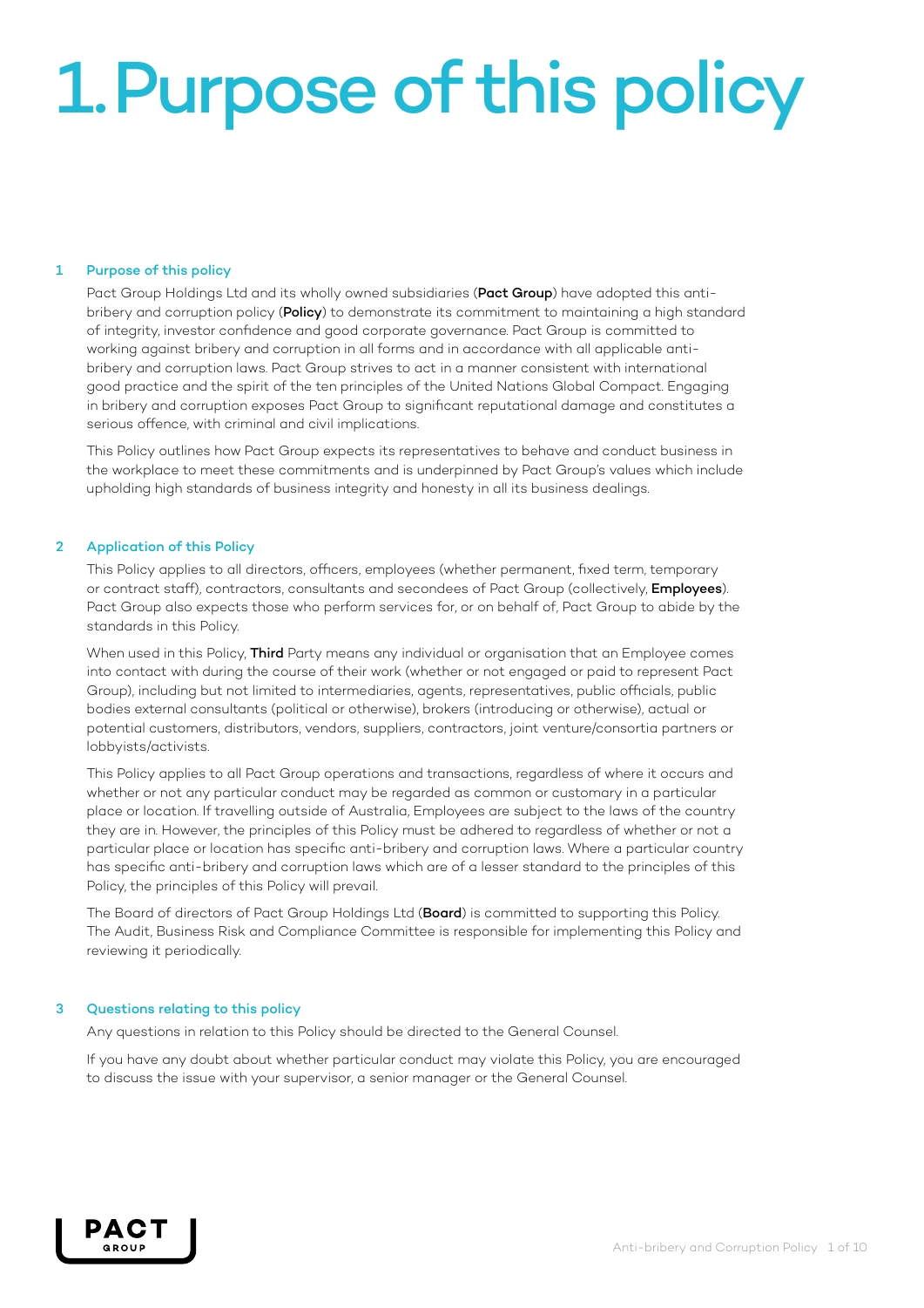# 1. Purpose of this policy

## 1 Purpose of this policy

Pact Group Holdings Ltd and its wholly owned subsidiaries (**Pact Group**) have adopted this anti-bribery and corruption policy (**Policy**) to demonstrate its commitment to maintaining a high standard of integrity, investor confidence and good corporate governance. Pact Group is committed to working against bribery and corruption in all forms and in accordance with all applicable anti-bribery and corruption laws. Pact Group strives to act in a manner consistent with international good practice and the spirit of the ten principles of the United Nations Global Compact. Engaging in bribery and corruption exposes Pact Group to significant reputational damage and constitutes a serious offence, with criminal and civil implications.

This Policy outlines how Pact Group expects its representatives to behave and conduct business in the workplace to meet these commitments and is underpinned by Pact Group's values which include upholding high standards of business integrity and honesty in all its business dealings.

## 2 Application of this Policy

This Policy applies to all directors, officers, employees (whether permanent, fixed term, temporary or contract staff), contractors, consultants and secondees of Pact Group (collectively, **Employees**). Pact Group also expects those who perform services for, or on behalf of, Pact Group to abide by the standards in this Policy.

When used in this Policy, **Third** Party means any individual or organisation that an Employee comes into contact with during the course of their work (whether or not engaged or paid to represent Pact Group), including but not limited to intermediaries, agents, representatives, public officials, public bodies external consultants (political or otherwise), brokers (introducing or otherwise), actual or potential customers, distributors, vendors, suppliers, contractors, joint venture/consortia partners or lobbyists/activists.

This Policy applies to all Pact Group operations and transactions, regardless of where it occurs and whether or not any particular conduct may be regarded as common or customary in a particular place or location. If travelling outside of Australia, Employees are subject to the laws of the country they are in. However, the principles of this Policy must be adhered to regardless of whether or not a particular place or location has specific anti-bribery and corruption laws. Where a particular country has specific anti-bribery and corruption laws which are of a lesser standard to the principles of this Policy, the principles of this Policy will prevail.

The Board of directors of Pact Group Holdings Ltd (**Board**) is committed to supporting this Policy. The Audit, Business Risk and Compliance Committee is responsible for implementing this Policy and reviewing it periodically.

## 3 Questions relating to this policy

Any questions in relation to this Policy should be directed to the General Counsel.

If you have any doubt about whether particular conduct may violate this Policy, you are encouraged to discuss the issue with your supervisor, a senior manager or the General Counsel.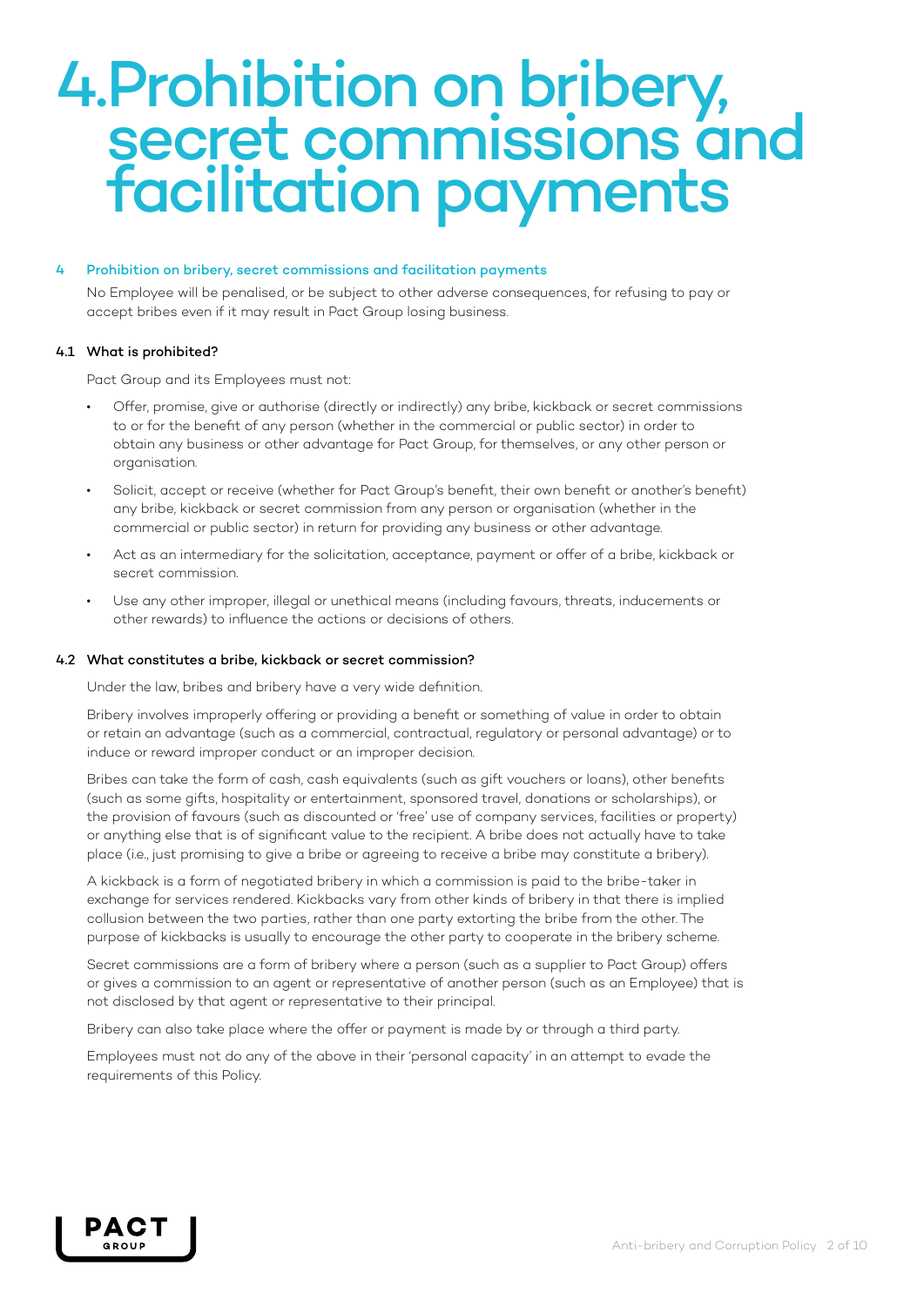# 4. Prohibition on bribery, secret commissions and facilitation payments

## 4 Prohibition on bribery, secret commissions and facilitation payments

No Employee will be penalised, or be subject to other adverse consequences, for refusing to pay or accept bribes even if it may result in Pact Group losing business.

### 4.1 What is prohibited?

Pact Group and its Employees must not:

- Offer, promise, give or authorise (directly or indirectly) any bribe, kickback or secret commissions to or for the benefit of any person (whether in the commercial or public sector) in order to obtain any business or other advantage for Pact Group, for themselves, or any other person or organisation.
- Solicit, accept or receive (whether for Pact Group's benefit, their own benefit or another's benefit) any bribe, kickback or secret commission from any person or organisation (whether in the commercial or public sector) in return for providing any business or other advantage.
- Act as an intermediary for the solicitation, acceptance, payment or offer of a bribe, kickback or secret commission.
- Use any other improper, illegal or unethical means (including favours, threats, inducements or other rewards) to influence the actions or decisions of others.

### 4.2 What constitutes a bribe, kickback or secret commission?

Under the law, bribes and bribery have a very wide definition.

Bribery involves improperly offering or providing a benefit or something of value in order to obtain or retain an advantage (such as a commercial, contractual, regulatory or personal advantage) or to induce or reward improper conduct or an improper decision.

Bribes can take the form of cash, cash equivalents (such as gift vouchers or loans), other benefits (such as some gifts, hospitality or entertainment, sponsored travel, donations or scholarships), or the provision of favours (such as discounted or 'free' use of company services, facilities or property) or anything else that is of significant value to the recipient. A bribe does not actually have to take place (i.e., just promising to give a bribe or agreeing to receive a bribe may constitute a bribery).

A kickback is a form of negotiated bribery in which a commission is paid to the bribe-taker in exchange for services rendered. Kickbacks vary from other kinds of bribery in that there is implied collusion between the two parties, rather than one party extorting the bribe from the other. The purpose of kickbacks is usually to encourage the other party to cooperate in the bribery scheme.

Secret commissions are a form of bribery where a person (such as a supplier to Pact Group) offers or gives a commission to an agent or representative of another person (such as an Employee) that is not disclosed by that agent or representative to their principal.

Bribery can also take place where the offer or payment is made by or through a third party.

Employees must not do any of the above in their 'personal capacity' in an attempt to evade the requirements of this Policy.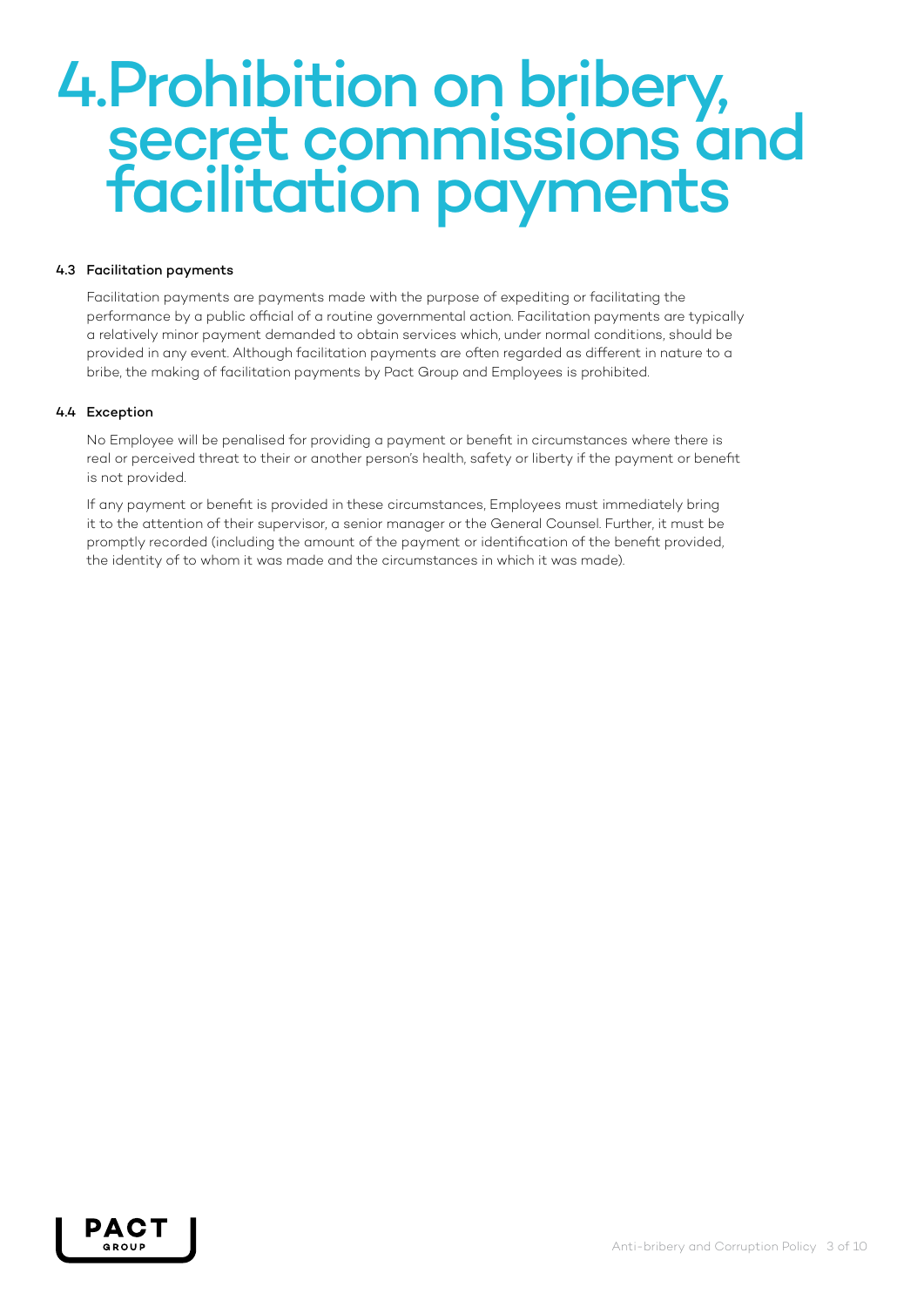# 4. Prohibition on bribery, secret commissions and facilitation payments

### 4.3 Facilitation payments

Facilitation payments are payments made with the purpose of expediting or facilitating the performance by a public official of a routine governmental action. Facilitation payments are typically a relatively minor payment demanded to obtain services which, under normal conditions, should be provided in any event. Although facilitation payments are often regarded as different in nature to a bribe, the making of facilitation payments by Pact Group and Employees is prohibited.

### 4.4 Exception

No Employee will be penalised for providing a payment or benefit in circumstances where there is real or perceived threat to their or another person's health, safety or liberty if the payment or benefit is not provided.

If any payment or benefit is provided in these circumstances, Employees must immediately bring it to the attention of their supervisor, a senior manager or the General Counsel. Further, it must be promptly recorded (including the amount of the payment or identification of the benefit provided, the identity of to whom it was made and the circumstances in which it was made).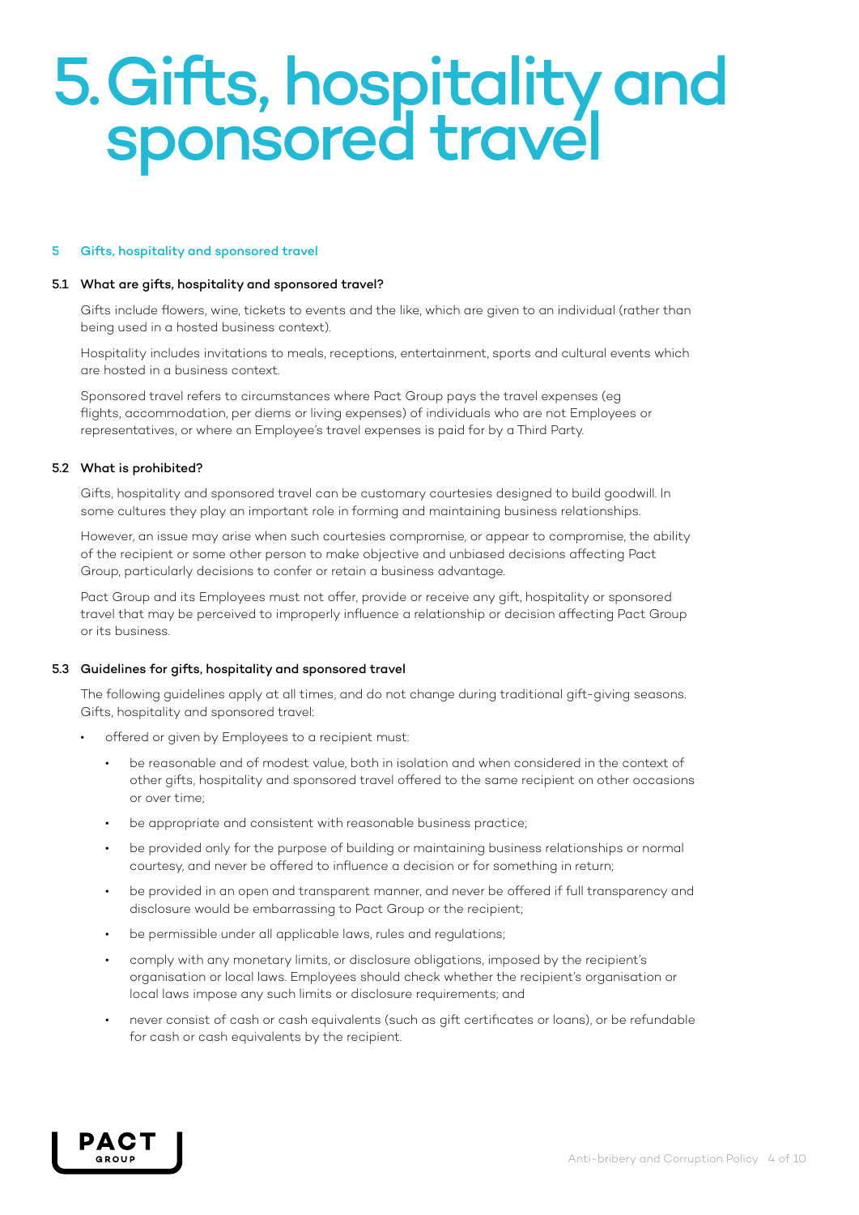# 5. Gifts, hospitality and sponsored travel

## 5 Gifts, hospitality and sponsored travel

### 5.1 What are gifts, hospitality and sponsored travel?

Gifts include flowers, wine, tickets to events and the like, which are given to an individual (rather than being used in a hosted business context).

Hospitality includes invitations to meals, receptions, entertainment, sports and cultural events which are hosted in a business context.

Sponsored travel refers to circumstances where Pact Group pays the travel expenses (eg flights, accommodation, per diems or living expenses) of individuals who are not Employees or representatives, or where an Employee's travel expenses is paid for by a Third Party.

### 5.2 What is prohibited?

Gifts, hospitality and sponsored travel can be customary courtesies designed to build goodwill. In some cultures they play an important role in forming and maintaining business relationships.

However, an issue may arise when such courtesies compromise, or appear to compromise, the ability of the recipient or some other person to make objective and unbiased decisions affecting Pact Group, particularly decisions to confer or retain a business advantage.

Pact Group and its Employees must not offer, provide or receive any gift, hospitality or sponsored travel that may be perceived to improperly influence a relationship or decision affecting Pact Group or its business.

### 5.3 Guidelines for gifts, hospitality and sponsored travel

The following guidelines apply at all times, and do not change during traditional gift-giving seasons. Gifts, hospitality and sponsored travel:

- offered or given by Employees to a recipient must:
  - be reasonable and of modest value, both in isolation and when considered in the context of other gifts, hospitality and sponsored travel offered to the same recipient on other occasions or over time;
  - be appropriate and consistent with reasonable business practice;
  - be provided only for the purpose of building or maintaining business relationships or normal courtesy, and never be offered to influence a decision or for something in return;
  - be provided in an open and transparent manner, and never be offered if full transparency and disclosure would be embarrassing to Pact Group or the recipient;
  - be permissible under all applicable laws, rules and regulations;
  - comply with any monetary limits, or disclosure obligations, imposed by the recipient's organisation or local laws. Employees should check whether the recipient's organisation or local laws impose any such limits or disclosure requirements; and
  - never consist of cash or cash equivalents (such as gift certificates or loans), or be refundable for cash or cash equivalents by the recipient.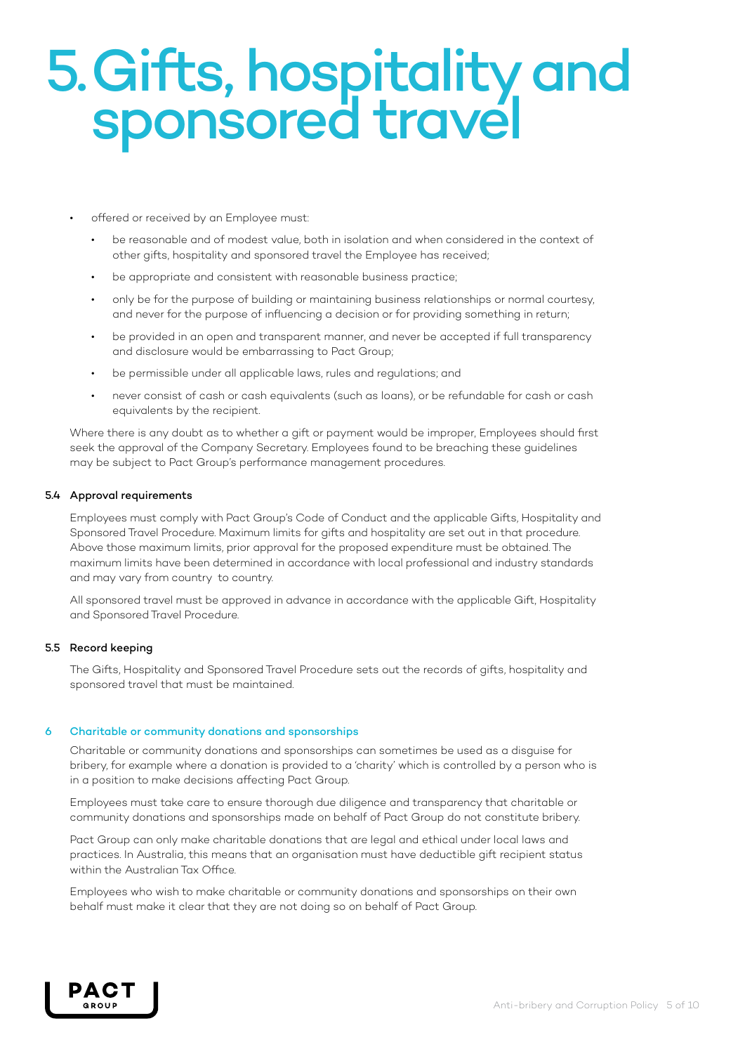# 5. Gifts, hospitality and sponsored travel

- offered or received by an Employee must:
  - be reasonable and of modest value, both in isolation and when considered in the context of other gifts, hospitality and sponsored travel the Employee has received;
  - be appropriate and consistent with reasonable business practice;
  - only be for the purpose of building or maintaining business relationships or normal courtesy, and never for the purpose of influencing a decision or for providing something in return;
  - be provided in an open and transparent manner, and never be accepted if full transparency and disclosure would be embarrassing to Pact Group;
  - be permissible under all applicable laws, rules and regulations; and
  - never consist of cash or cash equivalents (such as loans), or be refundable for cash or cash equivalents by the recipient.

Where there is any doubt as to whether a gift or payment would be improper, Employees should first seek the approval of the Company Secretary. Employees found to be breaching these guidelines may be subject to Pact Group's performance management procedures.

### 5.4 Approval requirements

Employees must comply with Pact Group's Code of Conduct and the applicable Gifts, Hospitality and Sponsored Travel Procedure. Maximum limits for gifts and hospitality are set out in that procedure. Above those maximum limits, prior approval for the proposed expenditure must be obtained. The maximum limits have been determined in accordance with local professional and industry standards and may vary from country to country.

All sponsored travel must be approved in advance in accordance with the applicable Gift, Hospitality and Sponsored Travel Procedure.

### 5.5 Record keeping

The Gifts, Hospitality and Sponsored Travel Procedure sets out the records of gifts, hospitality and sponsored travel that must be maintained.

## 6 Charitable or community donations and sponsorships

Charitable or community donations and sponsorships can sometimes be used as a disguise for bribery, for example where a donation is provided to a 'charity' which is controlled by a person who is in a position to make decisions affecting Pact Group.

Employees must take care to ensure thorough due diligence and transparency that charitable or community donations and sponsorships made on behalf of Pact Group do not constitute bribery.

Pact Group can only make charitable donations that are legal and ethical under local laws and practices. In Australia, this means that an organisation must have deductible gift recipient status within the Australian Tax Office.

Employees who wish to make charitable or community donations and sponsorships on their own behalf must make it clear that they are not doing so on behalf of Pact Group.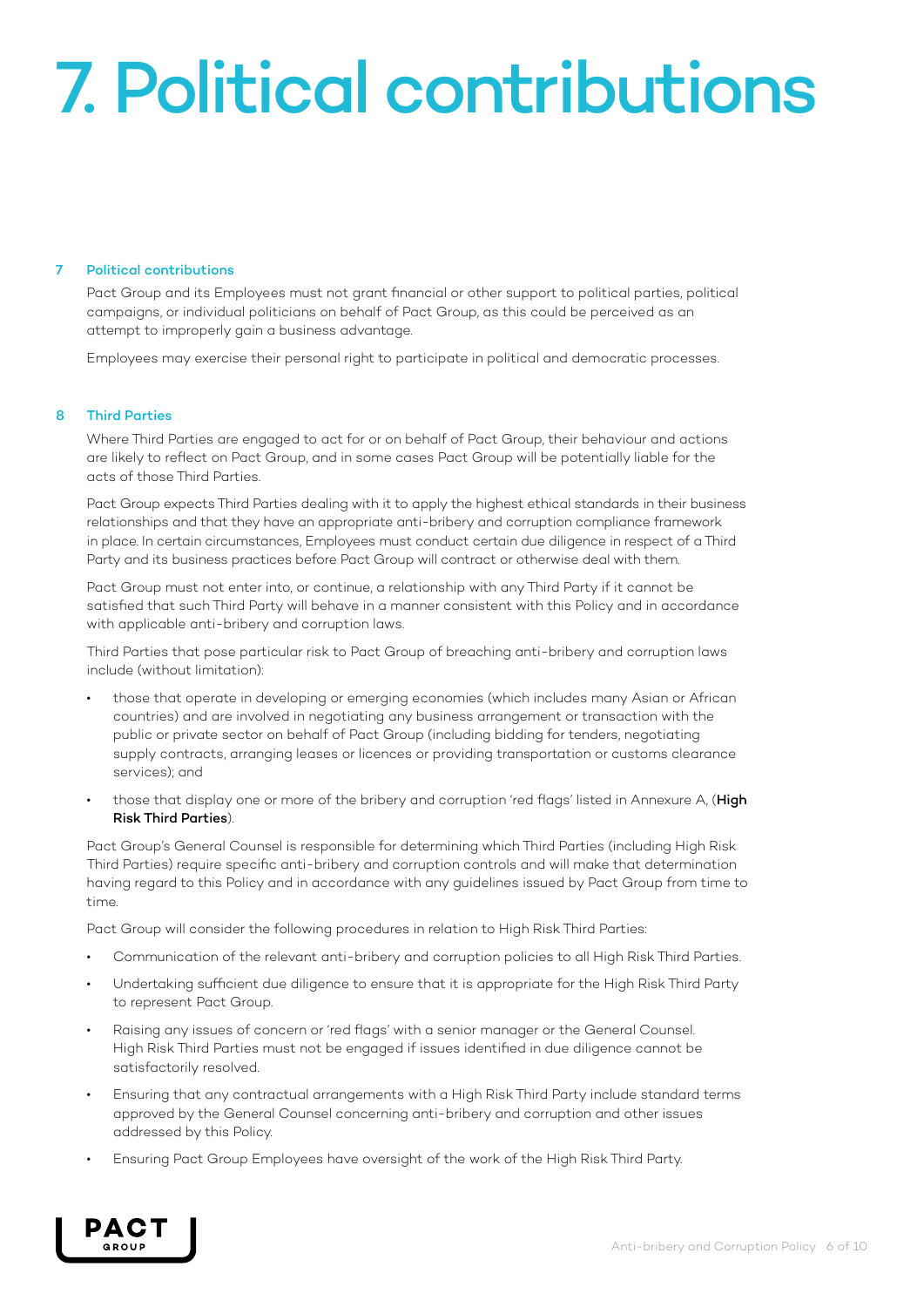# 7. Political contributions

## 7 Political contributions

Pact Group and its Employees must not grant financial or other support to political parties, political campaigns, or individual politicians on behalf of Pact Group, as this could be perceived as an attempt to improperly gain a business advantage.

Employees may exercise their personal right to participate in political and democratic processes.

## 8 Third Parties

Where Third Parties are engaged to act for or on behalf of Pact Group, their behaviour and actions are likely to reflect on Pact Group, and in some cases Pact Group will be potentially liable for the acts of those Third Parties.

Pact Group expects Third Parties dealing with it to apply the highest ethical standards in their business relationships and that they have an appropriate anti-bribery and corruption compliance framework in place. In certain circumstances, Employees must conduct certain due diligence in respect of a Third Party and its business practices before Pact Group will contract or otherwise deal with them.

Pact Group must not enter into, or continue, a relationship with any Third Party if it cannot be satisfied that such Third Party will behave in a manner consistent with this Policy and in accordance with applicable anti-bribery and corruption laws.

Third Parties that pose particular risk to Pact Group of breaching anti-bribery and corruption laws include (without limitation):

- those that operate in developing or emerging economies (which includes many Asian or African countries) and are involved in negotiating any business arrangement or transaction with the public or private sector on behalf of Pact Group (including bidding for tenders, negotiating supply contracts, arranging leases or licences or providing transportation or customs clearance services); and
- those that display one or more of the bribery and corruption 'red flags' listed in Annexure A, (**High Risk Third Parties**).

Pact Group's General Counsel is responsible for determining which Third Parties (including High Risk Third Parties) require specific anti-bribery and corruption controls and will make that determination having regard to this Policy and in accordance with any guidelines issued by Pact Group from time to time.

Pact Group will consider the following procedures in relation to High Risk Third Parties:

- Communication of the relevant anti-bribery and corruption policies to all High Risk Third Parties.
- Undertaking sufficient due diligence to ensure that it is appropriate for the High Risk Third Party to represent Pact Group.
- Raising any issues of concern or 'red flags' with a senior manager or the General Counsel. High Risk Third Parties must not be engaged if issues identified in due diligence cannot be satisfactorily resolved.
- Ensuring that any contractual arrangements with a High Risk Third Party include standard terms approved by the General Counsel concerning anti-bribery and corruption and other issues addressed by this Policy.
- Ensuring Pact Group Employees have oversight of the work of the High Risk Third Party.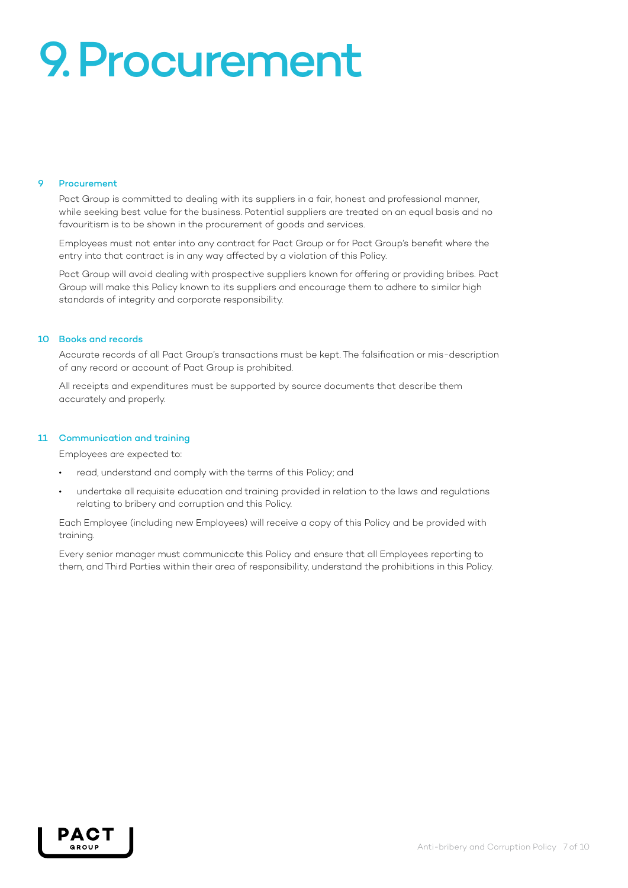# 9. Procurement

## 9 Procurement

Pact Group is committed to dealing with its suppliers in a fair, honest and professional manner, while seeking best value for the business. Potential suppliers are treated on an equal basis and no favouritism is to be shown in the procurement of goods and services.

Employees must not enter into any contract for Pact Group or for Pact Group's benefit where the entry into that contract is in any way affected by a violation of this Policy.

Pact Group will avoid dealing with prospective suppliers known for offering or providing bribes. Pact Group will make this Policy known to its suppliers and encourage them to adhere to similar high standards of integrity and corporate responsibility.

## 10 Books and records

Accurate records of all Pact Group's transactions must be kept. The falsification or mis-description of any record or account of Pact Group is prohibited.

All receipts and expenditures must be supported by source documents that describe them accurately and properly.

## 11 Communication and training

Employees are expected to:

- read, understand and comply with the terms of this Policy; and
- undertake all requisite education and training provided in relation to the laws and regulations relating to bribery and corruption and this Policy.

Each Employee (including new Employees) will receive a copy of this Policy and be provided with training.

Every senior manager must communicate this Policy and ensure that all Employees reporting to them, and Third Parties within their area of responsibility, understand the prohibitions in this Policy.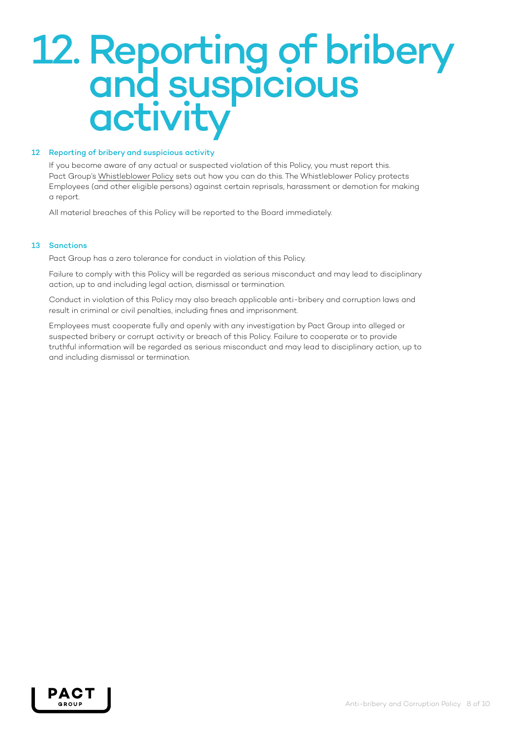# 12. Reporting of bribery and suspicious activity

### 12 Reporting of bribery and suspicious activity

If you become aware of any actual or suspected violation of this Policy, you must report this. Pact Group's Whistleblower Policy sets out how you can do this. The Whistleblower Policy protects Employees (and other eligible persons) against certain reprisals, harassment or demotion for making a report.

All material breaches of this Policy will be reported to the Board immediately.

### 13 Sanctions

Pact Group has a zero tolerance for conduct in violation of this Policy.

Failure to comply with this Policy will be regarded as serious misconduct and may lead to disciplinary action, up to and including legal action, dismissal or termination.

Conduct in violation of this Policy may also breach applicable anti-bribery and corruption laws and result in criminal or civil penalties, including fines and imprisonment.

Employees must cooperate fully and openly with any investigation by Pact Group into alleged or suspected bribery or corrupt activity or breach of this Policy. Failure to cooperate or to provide truthful information will be regarded as serious misconduct and may lead to disciplinary action, up to and including dismissal or termination.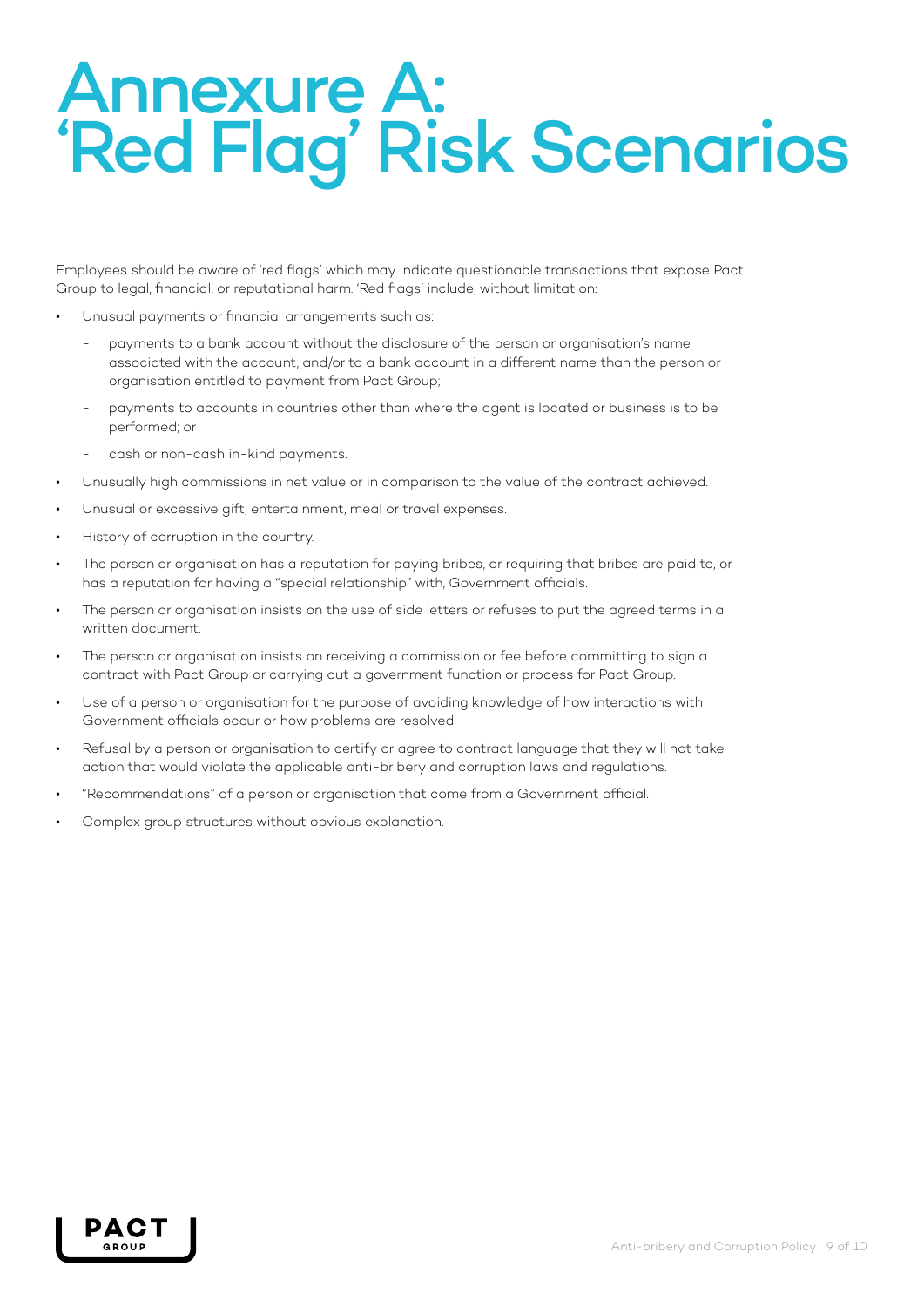# Annexure A: 'Red Flag' Risk Scenarios

Employees should be aware of 'red flags' which may indicate questionable transactions that expose Pact Group to legal, financial, or reputational harm. 'Red flags' include, without limitation:

- Unusual payments or financial arrangements such as:
  - payments to a bank account without the disclosure of the person or organisation's name associated with the account, and/or to a bank account in a different name than the person or organisation entitled to payment from Pact Group;
  - payments to accounts in countries other than where the agent is located or business is to be performed; or
  - cash or non-cash in-kind payments.
- Unusually high commissions in net value or in comparison to the value of the contract achieved.
- Unusual or excessive gift, entertainment, meal or travel expenses.
- History of corruption in the country.
- The person or organisation has a reputation for paying bribes, or requiring that bribes are paid to, or has a reputation for having a "special relationship" with, Government officials.
- The person or organisation insists on the use of side letters or refuses to put the agreed terms in a written document.
- The person or organisation insists on receiving a commission or fee before committing to sign a contract with Pact Group or carrying out a government function or process for Pact Group.
- Use of a person or organisation for the purpose of avoiding knowledge of how interactions with Government officials occur or how problems are resolved.
- Refusal by a person or organisation to certify or agree to contract language that they will not take action that would violate the applicable anti-bribery and corruption laws and regulations.
- "Recommendations" of a person or organisation that come from a Government official.
- Complex group structures without obvious explanation.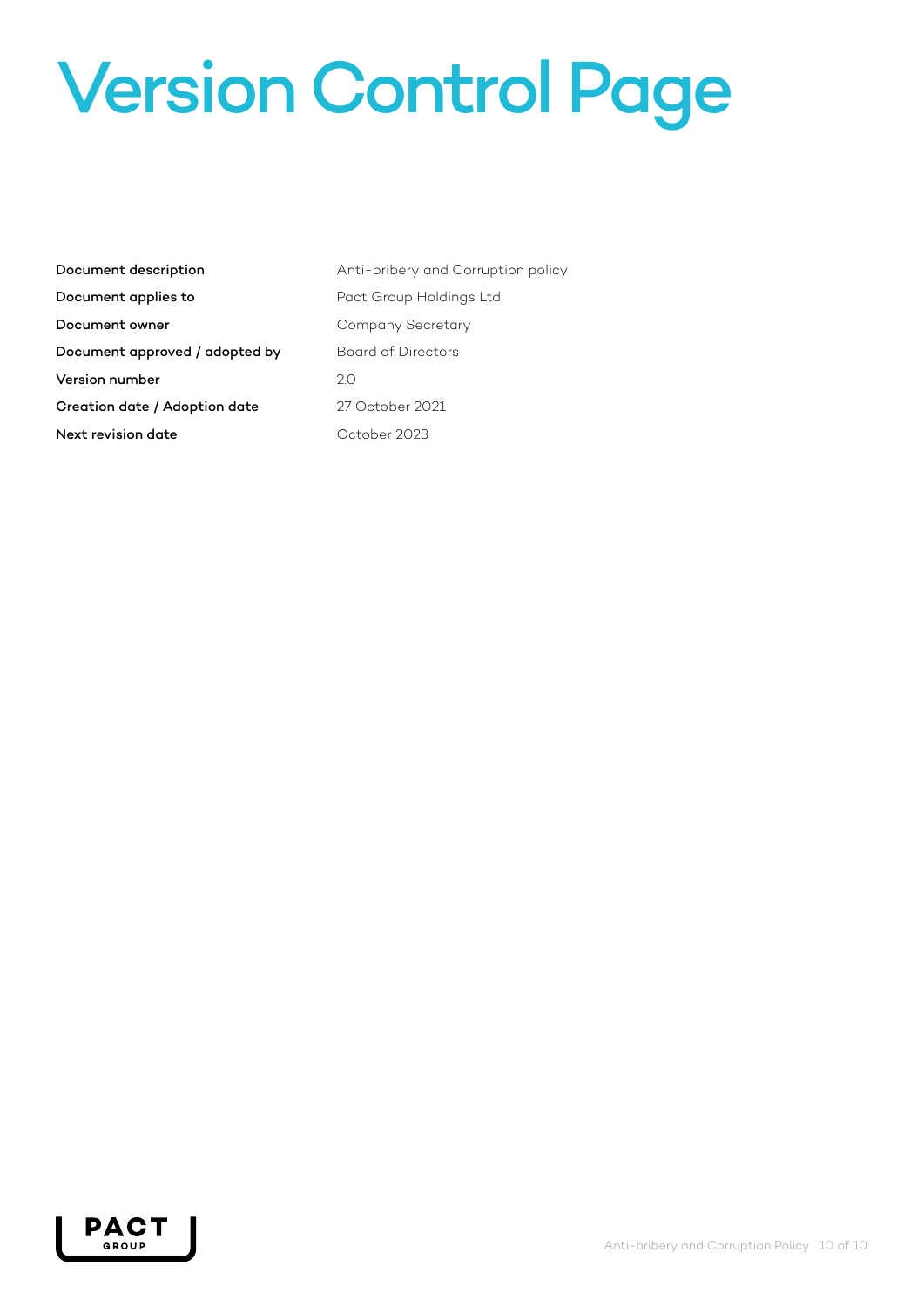# Version Control Page

| | |
|---|---|
| **Document description** | Anti-bribery and Corruption policy |
| **Document applies to** | Pact Group Holdings Ltd |
| **Document owner** | Company Secretary |
| **Document approved / adopted by** | Board of Directors |
| **Version number** | 2.0 |
| **Creation date / Adoption date** | 27 October 2021 |
| **Next revision date** | October 2023 |